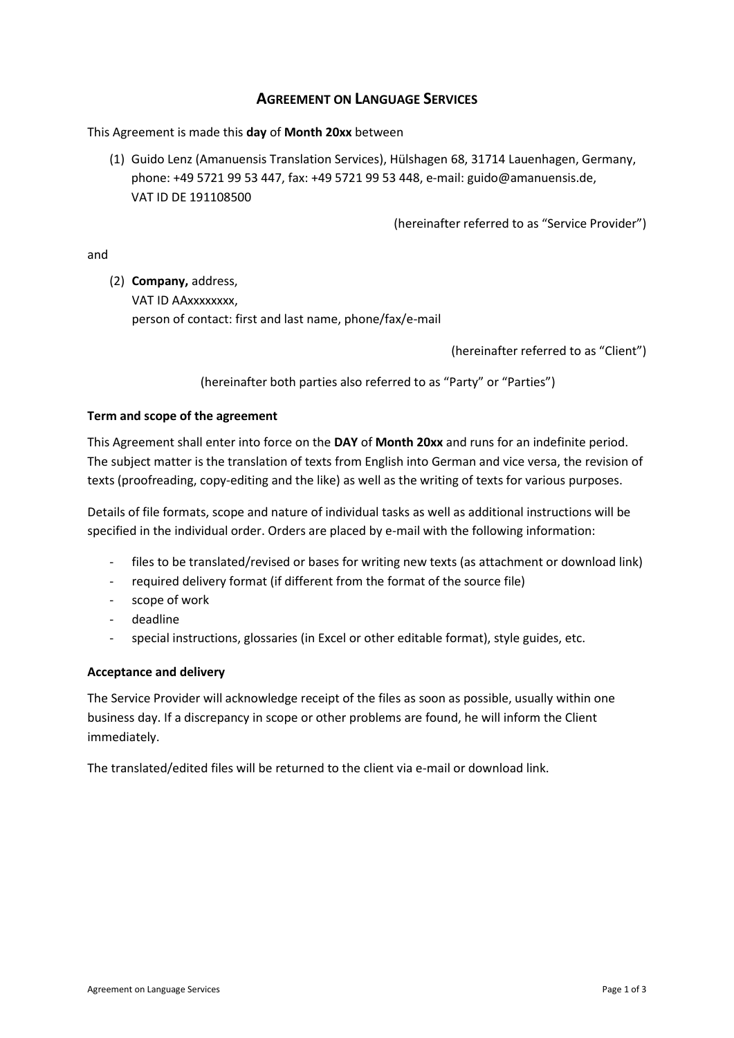# AGREEMENT ON LANGUAGE SERVICES

This Agreement is made this **day** of **Month 20xx** between

(1) Guido Lenz (Amanuensis Translation Services), Hülshagen 68, 31714 Lauenhagen, Germany, phone: +49 5721 99 53 447, fax: +49 5721 99 53 448, e-mail: guido@amanuensis.de, VAT ID DE 191108500

(hereinafter referred to as "Service Provider")

and

(2) **Company,** address,
VAT ID AAxxxxxxxx,
person of contact: first and last name, phone/fax/e-mail

(hereinafter referred to as "Client")

(hereinafter both parties also referred to as "Party" or "Parties")

**Term and scope of the agreement**

This Agreement shall enter into force on the **DAY** of **Month 20xx** and runs for an indefinite period. The subject matter is the translation of texts from English into German and vice versa, the revision of texts (proofreading, copy-editing and the like) as well as the writing of texts for various purposes.

Details of file formats, scope and nature of individual tasks as well as additional instructions will be specified in the individual order. Orders are placed by e-mail with the following information:

- files to be translated/revised or bases for writing new texts (as attachment or download link)
- required delivery format (if different from the format of the source file)
- scope of work
- deadline
- special instructions, glossaries (in Excel or other editable format), style guides, etc.

**Acceptance and delivery**

The Service Provider will acknowledge receipt of the files as soon as possible, usually within one business day. If a discrepancy in scope or other problems are found, he will inform the Client immediately.

The translated/edited files will be returned to the client via e-mail or download link.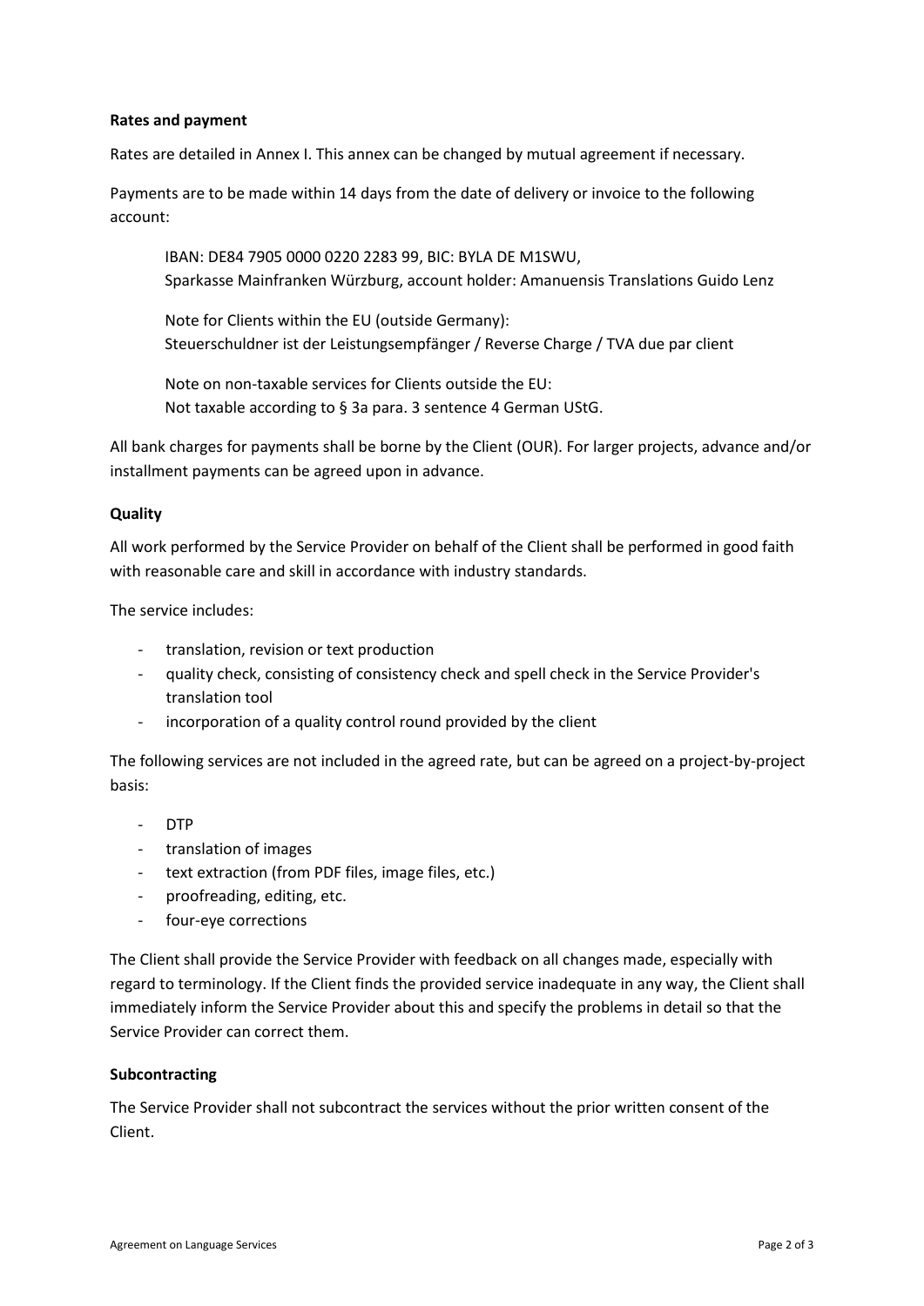**Rates and payment**

Rates are detailed in Annex I. This annex can be changed by mutual agreement if necessary.

Payments are to be made within 14 days from the date of delivery or invoice to the following account:

> IBAN: DE84 7905 0000 0220 2283 99, BIC: BYLA DE M1SWU,
> Sparkasse Mainfranken Würzburg, account holder: Amanuensis Translations Guido Lenz
>
> Note for Clients within the EU (outside Germany):
> Steuerschuldner ist der Leistungsempfänger / Reverse Charge / TVA due par client
>
> Note on non-taxable services for Clients outside the EU:
> Not taxable according to § 3a para. 3 sentence 4 German UStG.

All bank charges for payments shall be borne by the Client (OUR). For larger projects, advance and/or installment payments can be agreed upon in advance.

**Quality**

All work performed by the Service Provider on behalf of the Client shall be performed in good faith with reasonable care and skill in accordance with industry standards.

The service includes:

- translation, revision or text production
- quality check, consisting of consistency check and spell check in the Service Provider's translation tool
- incorporation of a quality control round provided by the client

The following services are not included in the agreed rate, but can be agreed on a project-by-project basis:

- DTP
- translation of images
- text extraction (from PDF files, image files, etc.)
- proofreading, editing, etc.
- four-eye corrections

The Client shall provide the Service Provider with feedback on all changes made, especially with regard to terminology. If the Client finds the provided service inadequate in any way, the Client shall immediately inform the Service Provider about this and specify the problems in detail so that the Service Provider can correct them.

**Subcontracting**

The Service Provider shall not subcontract the services without the prior written consent of the Client.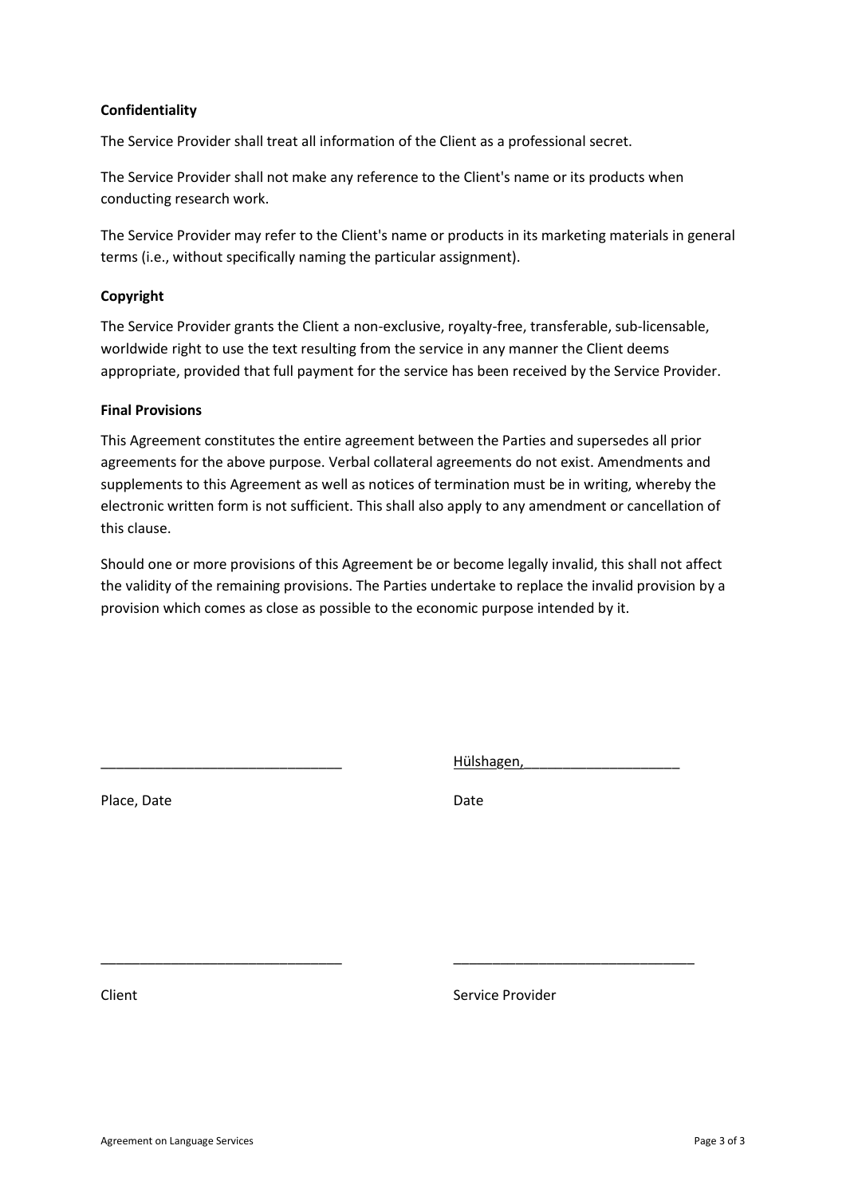**Confidentiality**

The Service Provider shall treat all information of the Client as a professional secret.

The Service Provider shall not make any reference to the Client's name or its products when conducting research work.

The Service Provider may refer to the Client's name or products in its marketing materials in general terms (i.e., without specifically naming the particular assignment).

**Copyright**

The Service Provider grants the Client a non-exclusive, royalty-free, transferable, sub-licensable, worldwide right to use the text resulting from the service in any manner the Client deems appropriate, provided that full payment for the service has been received by the Service Provider.

**Final Provisions**

This Agreement constitutes the entire agreement between the Parties and supersedes all prior agreements for the above purpose. Verbal collateral agreements do not exist. Amendments and supplements to this Agreement as well as notices of termination must be in writing, whereby the electronic written form is not sufficient. This shall also apply to any amendment or cancellation of this clause.

Should one or more provisions of this Agreement be or become legally invalid, this shall not affect the validity of the remaining provisions. The Parties undertake to replace the invalid provision by a provision which comes as close as possible to the economic purpose intended by it.

| | |
|---|---|
| _______________________________ | Hülshagen,____________________ |
| Place, Date | Date |
| _______________________________ | _______________________________ |
| Client | Service Provider |